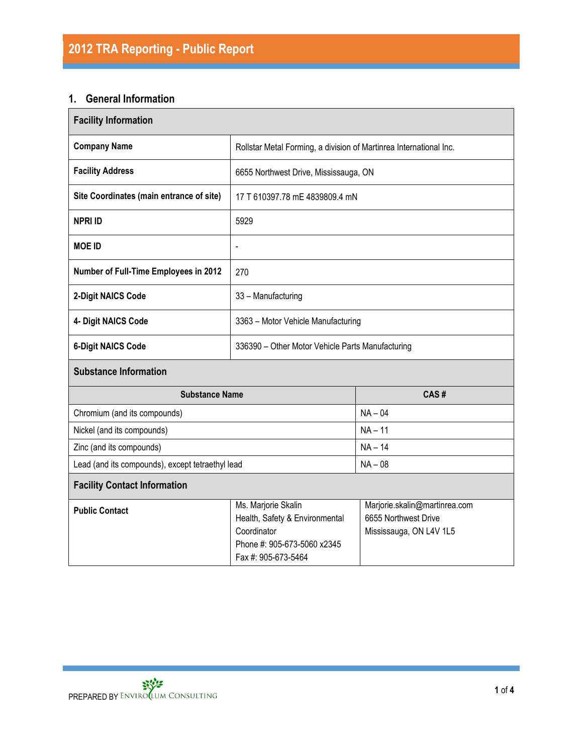# 2012 TRA Reporting - Public Report

## 1. General Information

| Facility Information | |
|---|---|
| **Company Name** | Rollstar Metal Forming, a division of Martinrea International Inc. |
| **Facility Address** | 6655 Northwest Drive, Mississauga, ON |
| **Site Coordinates (main entrance of site)** | 17 T 610397.78 mE 4839809.4 mN |
| **NPRI ID** | 5929 |
| **MOE ID** | - |
| **Number of Full-Time Employees in 2012** | 270 |
| **2-Digit NAICS Code** | 33 – Manufacturing |
| **4- Digit NAICS Code** | 3363 – Motor Vehicle Manufacturing |
| **6-Digit NAICS Code** | 336390 – Other Motor Vehicle Parts Manufacturing |

**Substance Information**

| Substance Name | CAS # |
|---|---|
| Chromium (and its compounds) | NA – 04 |
| Nickel (and its compounds) | NA – 11 |
| Zinc (and its compounds) | NA – 14 |
| Lead (and its compounds), except tetraethyl lead | NA – 08 |

**Facility Contact Information**

| | | |
|---|---|---|
| **Public Contact** | Ms. Marjorie Skalin<br>Health, Safety & Environmental Coordinator<br>Phone #: 905-673-5060 x2345<br>Fax #: 905-673-5464 | Marjorie.skalin@martinrea.com<br>6655 Northwest Drive<br>Mississauga, ON L4V 1L5 |

PREPARED BY ENVIROLUM CONSULTING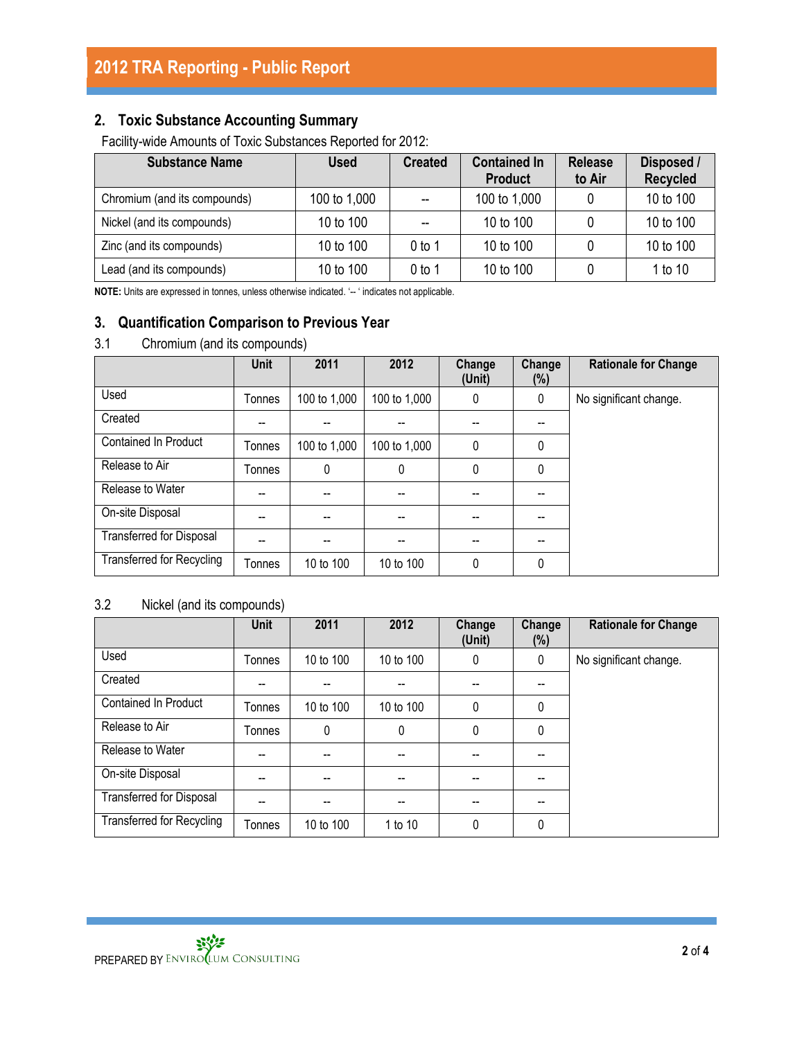## 2. Toxic Substance Accounting Summary

Facility-wide Amounts of Toxic Substances Reported for 2012:

| Substance Name | Used | Created | Contained In Product | Release to Air | Disposed / Recycled |
|---|---|---|---|---|---|
| Chromium (and its compounds) | 100 to 1,000 | -- | 100 to 1,000 | 0 | 10 to 100 |
| Nickel (and its compounds) | 10 to 100 | -- | 10 to 100 | 0 | 10 to 100 |
| Zinc (and its compounds) | 10 to 100 | 0 to 1 | 10 to 100 | 0 | 10 to 100 |
| Lead (and its compounds) | 10 to 100 | 0 to 1 | 10 to 100 | 0 | 1 to 10 |

**NOTE:** Units are expressed in tonnes, unless otherwise indicated. '-- ' indicates not applicable.

## 3. Quantification Comparison to Previous Year

### 3.1 Chromium (and its compounds)

| | Unit | 2011 | 2012 | Change (Unit) | Change (%) | Rationale for Change |
|---|---|---|---|---|---|---|
| Used | Tonnes | 100 to 1,000 | 100 to 1,000 | 0 | 0 | No significant change. |
| Created | -- | -- | -- | -- | -- | |
| Contained In Product | Tonnes | 100 to 1,000 | 100 to 1,000 | 0 | 0 | |
| Release to Air | Tonnes | 0 | 0 | 0 | 0 | |
| Release to Water | -- | -- | -- | -- | -- | |
| On-site Disposal | -- | -- | -- | -- | -- | |
| Transferred for Disposal | -- | -- | -- | -- | -- | |
| Transferred for Recycling | Tonnes | 10 to 100 | 10 to 100 | 0 | 0 | |

### 3.2 Nickel (and its compounds)

| | Unit | 2011 | 2012 | Change (Unit) | Change (%) | Rationale for Change |
|---|---|---|---|---|---|---|
| Used | Tonnes | 10 to 100 | 10 to 100 | 0 | 0 | No significant change. |
| Created | -- | -- | -- | -- | -- | |
| Contained In Product | Tonnes | 10 to 100 | 10 to 100 | 0 | 0 | |
| Release to Air | Tonnes | 0 | 0 | 0 | 0 | |
| Release to Water | -- | -- | -- | -- | -- | |
| On-site Disposal | -- | -- | -- | -- | -- | |
| Transferred for Disposal | -- | -- | -- | -- | -- | |
| Transferred for Recycling | Tonnes | 10 to 100 | 1 to 10 | 0 | 0 | |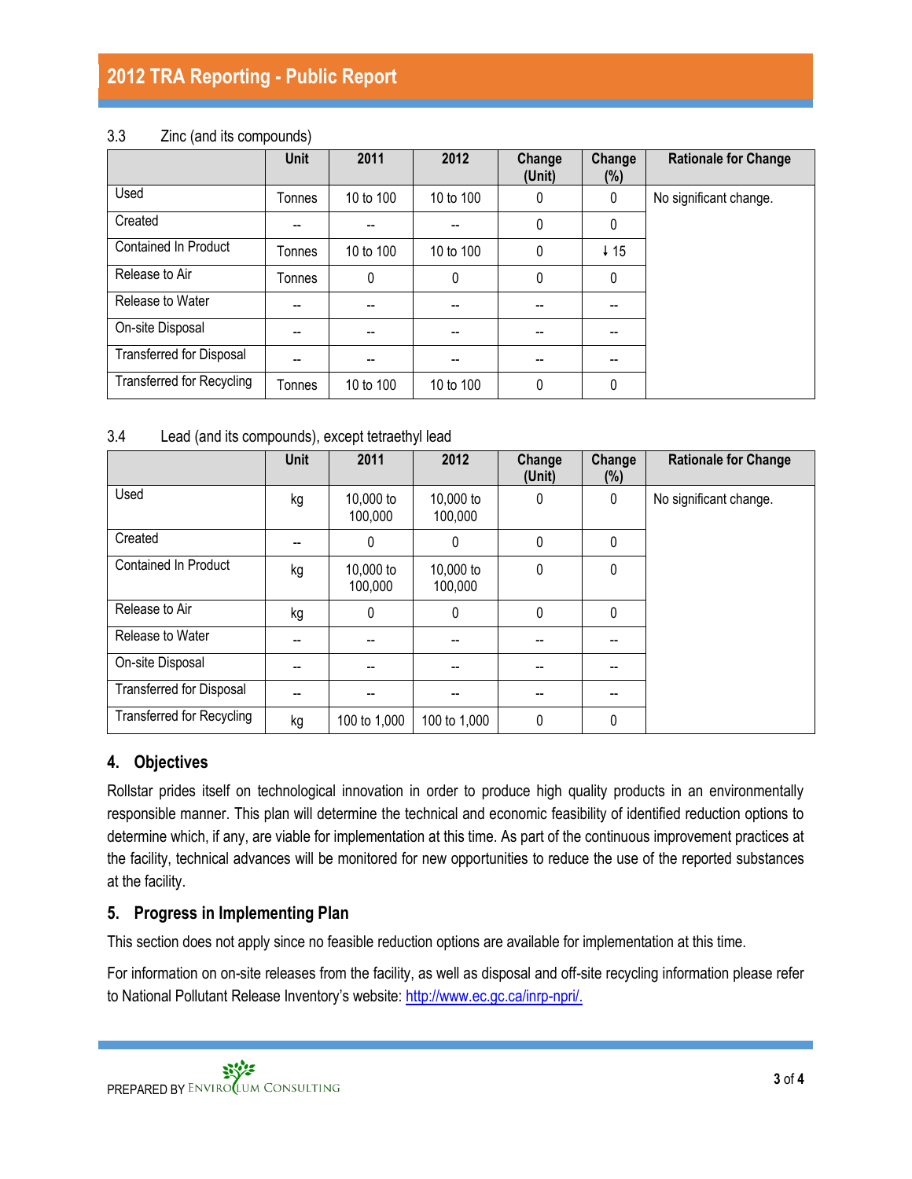### 3.3 Zinc (and its compounds)

| | Unit | 2011 | 2012 | Change (Unit) | Change (%) | Rationale for Change |
|---|---|---|---|---|---|---|
| Used | Tonnes | 10 to 100 | 10 to 100 | 0 | 0 | No significant change. |
| Created | -- | -- | -- | 0 | 0 | |
| Contained In Product | Tonnes | 10 to 100 | 10 to 100 | 0 | ↓ 15 | |
| Release to Air | Tonnes | 0 | 0 | 0 | 0 | |
| Release to Water | -- | -- | -- | -- | -- | |
| On-site Disposal | -- | -- | -- | -- | -- | |
| Transferred for Disposal | -- | -- | -- | -- | -- | |
| Transferred for Recycling | Tonnes | 10 to 100 | 10 to 100 | 0 | 0 | |

### 3.4 Lead (and its compounds), except tetraethyl lead

| | Unit | 2011 | 2012 | Change (Unit) | Change (%) | Rationale for Change |
|---|---|---|---|---|---|---|
| Used | kg | 10,000 to 100,000 | 10,000 to 100,000 | 0 | 0 | No significant change. |
| Created | -- | 0 | 0 | 0 | 0 | |
| Contained In Product | kg | 10,000 to 100,000 | 10,000 to 100,000 | 0 | 0 | |
| Release to Air | kg | 0 | 0 | 0 | 0 | |
| Release to Water | -- | -- | -- | -- | -- | |
| On-site Disposal | -- | -- | -- | -- | -- | |
| Transferred for Disposal | -- | -- | -- | -- | -- | |
| Transferred for Recycling | kg | 100 to 1,000 | 100 to 1,000 | 0 | 0 | |

## 4. Objectives

Rollstar prides itself on technological innovation in order to produce high quality products in an environmentally responsible manner. This plan will determine the technical and economic feasibility of identified reduction options to determine which, if any, are viable for implementation at this time. As part of the continuous improvement practices at the facility, technical advances will be monitored for new opportunities to reduce the use of the reported substances at the facility.

## 5. Progress in Implementing Plan

This section does not apply since no feasible reduction options are available for implementation at this time.

For information on on-site releases from the facility, as well as disposal and off-site recycling information please refer to National Pollutant Release Inventory's website: http://www.ec.gc.ca/inrp-npri/.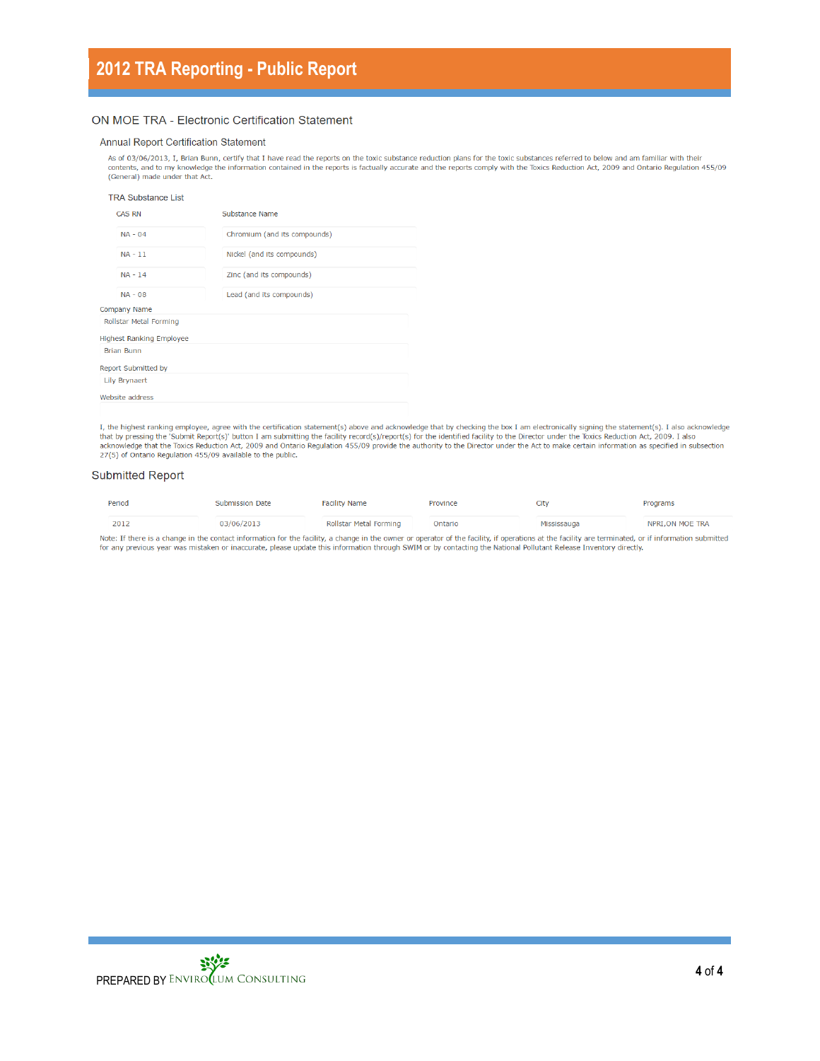# 2012 TRA Reporting - Public Report

## ON MOE TRA - Electronic Certification Statement

### Annual Report Certification Statement

As of 03/06/2013, I, Brian Bunn, certify that I have read the reports on the toxic substance reduction plans for the toxic substances referred to below and am familiar with their contents, and to my knowledge the information contained in the reports is factually accurate and the reports comply with the Toxics Reduction Act, 2009 and Ontario Regulation 455/09 (General) made under that Act.

#### TRA Substance List

| CAS RN | Substance Name |
|---|---|
| NA - 04 | Chromium (and its compounds) |
| NA - 11 | Nickel (and its compounds) |
| NA - 14 | Zinc (and its compounds) |
| NA - 08 | Lead (and its compounds) |

Company Name
Rollstar Metal Forming

Highest Ranking Employee
Brian Bunn

Report Submitted by
Lily Brynaert

Website address

I, the highest ranking employee, agree with the certification statement(s) above and acknowledge that by checking the box I am electronically signing the statement(s). I also acknowledge that by pressing the 'Submit Report(s)' button I am submitting the facility record(s)/report(s) for the identified facility to the Director under the Toxics Reduction Act, 2009. I also acknowledge that the Toxics Reduction Act, 2009 and Ontario Regulation 455/09 provide the authority to the Director under the Act to make certain information as specified in subsection 27(5) of Ontario Regulation 455/09 available to the public.

## Submitted Report

| Period | Submission Date | Facility Name | Province | City | Programs |
|---|---|---|---|---|---|
| 2012 | 03/06/2013 | Rollstar Metal Forming | Ontario | Mississauga | NPRI,ON MOE TRA |

Note: If there is a change in the contact information for the facility, a change in the owner or operator of the facility, if operations at the facility are terminated, or if information submitted for any previous year was mistaken or inaccurate, please update this information through SWIM or by contacting the National Pollutant Release Inventory directly.

PREPARED BY ENVIROCLUM CONSULTING